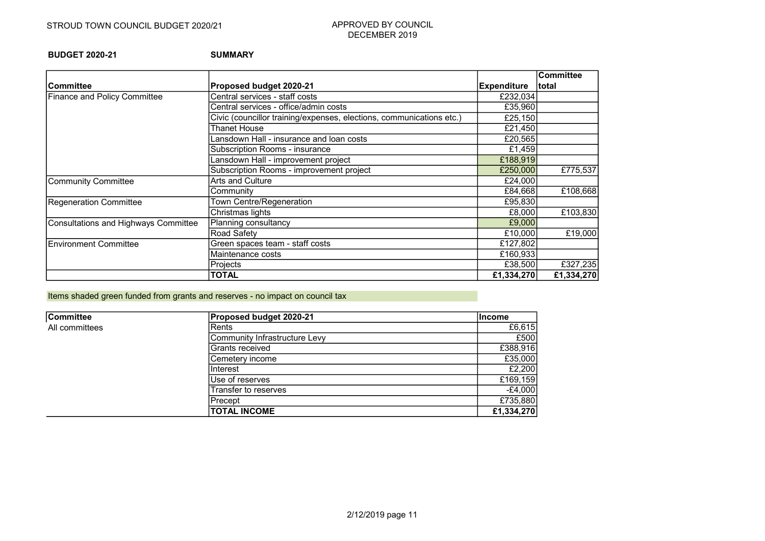STROUD TOWN COUNCIL BUDGET 2020/21

APPROVED BY COUNCIL
DECEMBER 2019

**BUDGET 2020-21** **SUMMARY**

| Committee | Proposed budget 2020-21 | Expenditure | Committee total |
|---|---|---|---|
| Finance and Policy Committee | Central services - staff costs | £232,034 | |
| | Central services - office/admin costs | £35,960 | |
| | Civic (councillor training/expenses, elections, communications etc.) | £25,150 | |
| | Thanet House | £21,450 | |
| | Lansdown Hall - insurance and loan costs | £20,565 | |
| | Subscription Rooms - insurance | £1,459 | |
| | Lansdown Hall - improvement project | £188,919 | |
| | Subscription Rooms - improvement project | £250,000 | £775,537 |
| Community Committee | Arts and Culture | £24,000 | |
| | Community | £84,668 | £108,668 |
| Regeneration Committee | Town Centre/Regeneration | £95,830 | |
| | Christmas lights | £8,000 | £103,830 |
| Consultations and Highways Committee | Planning consultancy | £9,000 | |
| | Road Safety | £10,000 | £19,000 |
| Environment Committee | Green spaces team - staff costs | £127,802 | |
| | Maintenance costs | £160,933 | |
| | Projects | £38,500 | £327,235 |
| | **TOTAL** | **£1,334,270** | **£1,334,270** |

Items shaded green funded from grants and reserves - no impact on council tax

| Committee | Proposed budget 2020-21 | Income |
|---|---|---|
| All committees | Rents | £6,615 |
| | Community Infrastructure Levy | £500 |
| | Grants received | £388,916 |
| | Cemetery income | £35,000 |
| | Interest | £2,200 |
| | Use of reserves | £169,159 |
| | Transfer to reserves | -£4,000 |
| | Precept | £735,880 |
| | **TOTAL INCOME** | **£1,334,270** |

2/12/2019 page 11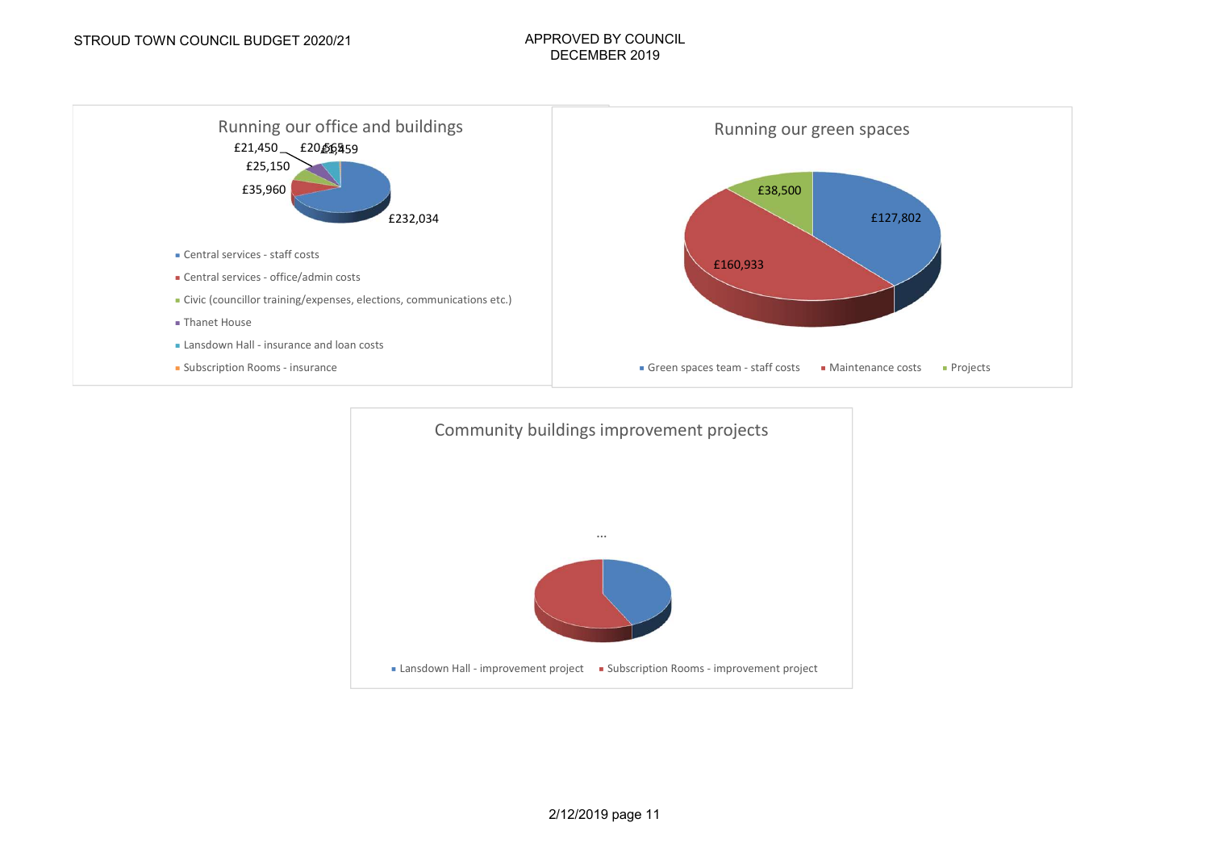STROUD TOWN COUNCIL BUDGET 2020/21

APPROVED BY COUNCIL
DECEMBER 2019

### Running our office and buildings

£21,450
£20,565
£1,459
£25,150
£35,960
£232,034

- Central services - staff costs
- Central services - office/admin costs
- Civic (councillor training/expenses, elections, communications etc.)
- Thanet House
- Lansdown Hall - insurance and loan costs
- Subscription Rooms - insurance

### Running our green spaces

£38,500
£127,802
£160,933

- Green spaces team - staff costs
- Maintenance costs
- Projects

### Community buildings improvement projects

...

- Lansdown Hall - improvement project
- Subscription Rooms - improvement project

2/12/2019